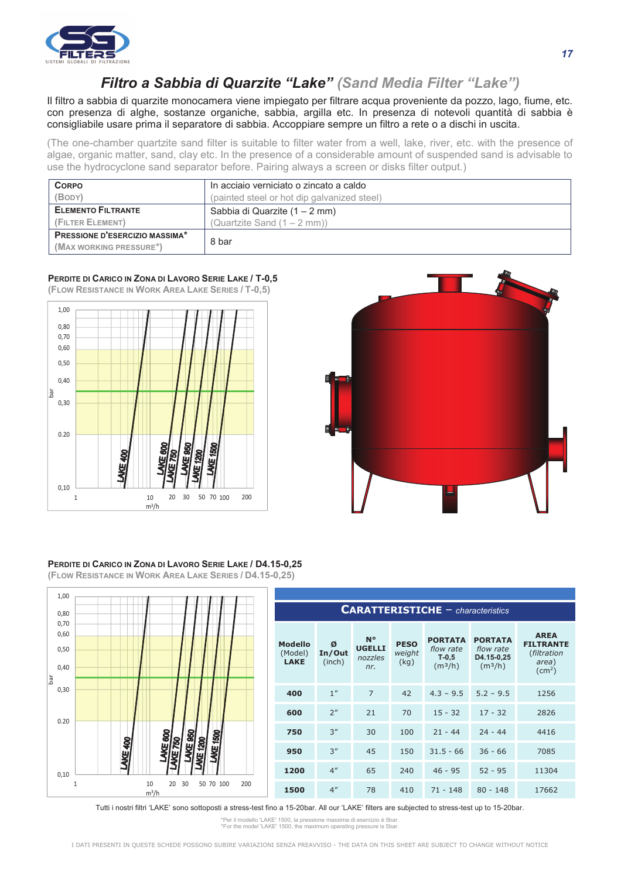# Filtro a Sabbia di Quarzite "Lake" (Sand Media Filter "Lake")

Il filtro a sabbia di quarzite monocamera viene impiegato per filtrare acqua proveniente da pozzo, lago, fiume, etc. con presenza di alghe, sostanze organiche, sabbia, argilla etc. In presenza di notevoli quantità di sabbia è consigliabile usare prima il separatore di sabbia. Accoppiare sempre un filtro a rete o a dischi in uscita.

(The one-chamber quartzite sand filter is suitable to filter water from a well, lake, river, etc. with the presence of algae, organic matter, sand, clay etc. In the presence of a considerable amount of suspended sand is advisable to use the hydrocyclone sand separator before. Pairing always a screen or disks filter output.)

| | |
|---|---|
| **CORPO** (BODY) | In acciaio verniciato o zincato a caldo (painted steel or hot dip galvanized steel) |
| **ELEMENTO FILTRANTE** (FILTER ELEMENT) | Sabbia di Quarzite (1 – 2 mm) (Quartzite Sand (1 – 2 mm)) |
| **PRESSIONE D'ESERCIZIO MASSIMA*** (MAX WORKING PRESSURE*) | 8 bar |

**PERDITE DI CARICO IN ZONA DI LAVORO SERIE LAKE / T-0,5**
(FLOW RESISTANCE IN WORK AREA LAKE SERIES / T-0,5)

**PERDITE DI CARICO IN ZONA DI LAVORO SERIE LAKE / D4.15-0,25**
(FLOW RESISTANCE IN WORK AREA LAKE SERIES / D4.15-0,25)

**CARATTERISTICHE** – *characteristics*

| Modello (Model) LAKE | Ø In/Out (inch) | N° UGELLI *nozzles nr.* | PESO *weight* (kg) | PORTATA *flow rate* T-0,5 ($m^3$/h) | PORTATA *flow rate* D4.15-0,25 ($m^3$/h) | AREA FILTRANTE (*filtration area*) ($cm^2$) |
|---|---|---|---|---|---|---|
| **400** | 1" | 7 | 42 | 4.3 – 9.5 | 5.2 – 9.5 | 1256 |
| **600** | 2" | 21 | 70 | 15 - 32 | 17 - 32 | 2826 |
| **750** | 3" | 30 | 100 | 21 - 44 | 24 - 44 | 4416 |
| **950** | 3" | 45 | 150 | 31.5 - 66 | 36 - 66 | 7085 |
| **1200** | 4" | 65 | 240 | 46 - 95 | 52 - 95 | 11304 |
| **1500** | 4" | 78 | 410 | 71 - 148 | 80 - 148 | 17662 |

Tutti i nostri filtri 'LAKE' sono sottoposti a stress-test fino a 15-20bar. All our 'LAKE' filters are subjected to stress-test up to 15-20bar.

*Per il modello 'LAKE' 1500, la pressione massima di esercizio è 5bar.
*For the model 'LAKE' 1500, the maximum operating pressure is 5bar.

I DATI PRESENTI IN QUESTE SCHEDE POSSONO SUBIRE VARIAZIONI SENZA PREAVVISO - THE DATA ON THIS SHEET ARE SUBJECT TO CHANGE WITHOUT NOTICE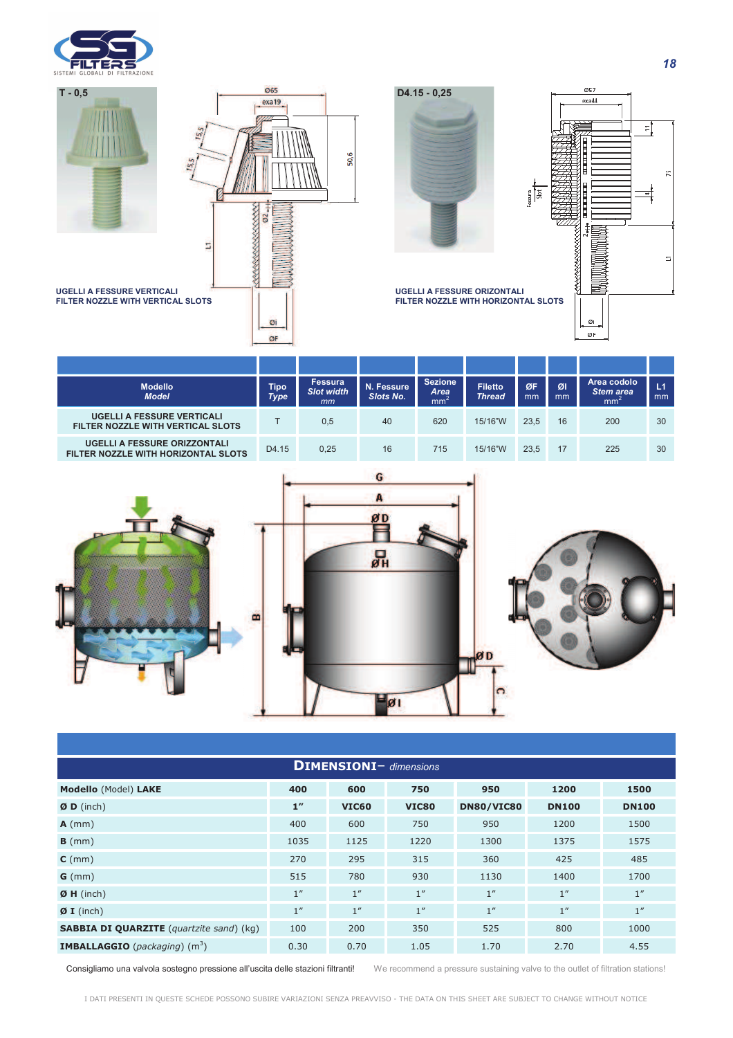T - 0,5

UGELLI A FESSURE VERTICALI
FILTER NOZZLE WITH VERTICAL SLOTS

D4.15 - 0,25

UGELLI A FESSURE ORIZZONTALI
FILTER NOZZLE WITH HORIZONTAL SLOTS

| Modello *Model* | Tipo *Type* | Fessura *Slot width* mm | N. Fessure *Slots No.* | Sezione *Area* $mm^2$ | Filetto *Thread* | ØF mm | ØI mm | Area codolo *Stem area* $mm^2$ | L1 mm |
|---|---|---|---|---|---|---|---|---|---|
| UGELLI A FESSURE VERTICALI FILTER NOZZLE WITH VERTICAL SLOTS | T | 0,5 | 40 | 620 | 15/16"W | 23,5 | 16 | 200 | 30 |
| UGELLI A FESSURE ORIZZONTALI FILTER NOZZLE WITH HORIZONTAL SLOTS | D4.15 | 0,25 | 16 | 715 | 15/16"W | 23,5 | 17 | 225 | 30 |

## DIMENSIONI – *dimensions*

| **Modello** (Model) **LAKE** | **400** | **600** | **750** | **950** | **1200** | **1500** |
|---|---|---|---|---|---|---|
| **Ø D** (inch) | **1"** | **VIC60** | **VIC80** | **DN80/VIC80** | **DN100** | **DN100** |
| **A** (mm) | 400 | 600 | 750 | 950 | 1200 | 1500 |
| **B** (mm) | 1035 | 1125 | 1220 | 1300 | 1375 | 1575 |
| **C** (mm) | 270 | 295 | 315 | 360 | 425 | 485 |
| **G** (mm) | 515 | 780 | 930 | 1130 | 1400 | 1700 |
| **Ø H** (inch) | 1" | 1" | 1" | 1" | 1" | 1" |
| **Ø I** (inch) | 1" | 1" | 1" | 1" | 1" | 1" |
| **SABBIA DI QUARZITE** (*quartzite sand*) (kg) | 100 | 200 | 350 | 525 | 800 | 1000 |
| **IMBALLAGGIO** (*packaging*) ($m^3$) | 0.30 | 0.70 | 1.05 | 1.70 | 2.70 | 4.55 |

Consigliamo una valvola sostegno pressione all'uscita delle stazioni filtranti! We recommend a pressure sustaining valve to the outlet of filtration stations!

I DATI PRESENTI IN QUESTE SCHEDE POSSONO SUBIRE VARIAZIONI SENZA PREAVVISO - THE DATA ON THIS SHEET ARE SUBJECT TO CHANGE WITHOUT NOTICE